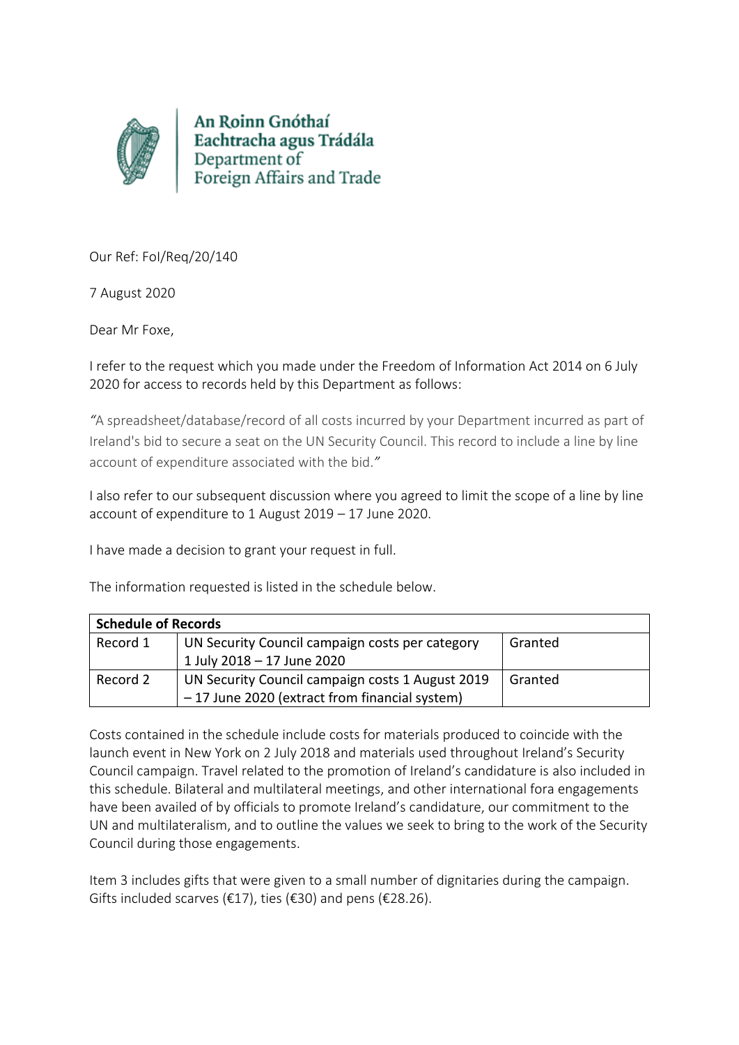An Roinn Gnóthaí Eachtracha agus Trádála
Department of Foreign Affairs and Trade

Our Ref: FoI/Req/20/140

7 August 2020

Dear Mr Foxe,

I refer to the request which you made under the Freedom of Information Act 2014 on 6 July 2020 for access to records held by this Department as follows:

*"A spreadsheet/database/record of all costs incurred by your Department incurred as part of Ireland's bid to secure a seat on the UN Security Council. This record to include a line by line account of expenditure associated with the bid."*

I also refer to our subsequent discussion where you agreed to limit the scope of a line by line account of expenditure to 1 August 2019 – 17 June 2020.

I have made a decision to grant your request in full.

The information requested is listed in the schedule below.

| **Schedule of Records** | | |
|---|---|---|
| Record 1 | UN Security Council campaign costs per category 1 July 2018 – 17 June 2020 | Granted |
| Record 2 | UN Security Council campaign costs 1 August 2019 – 17 June 2020 (extract from financial system) | Granted |

Costs contained in the schedule include costs for materials produced to coincide with the launch event in New York on 2 July 2018 and materials used throughout Ireland's Security Council campaign. Travel related to the promotion of Ireland's candidature is also included in this schedule. Bilateral and multilateral meetings, and other international fora engagements have been availed of by officials to promote Ireland's candidature, our commitment to the UN and multilateralism, and to outline the values we seek to bring to the work of the Security Council during those engagements.

Item 3 includes gifts that were given to a small number of dignitaries during the campaign. Gifts included scarves (€17), ties (€30) and pens (€28.26).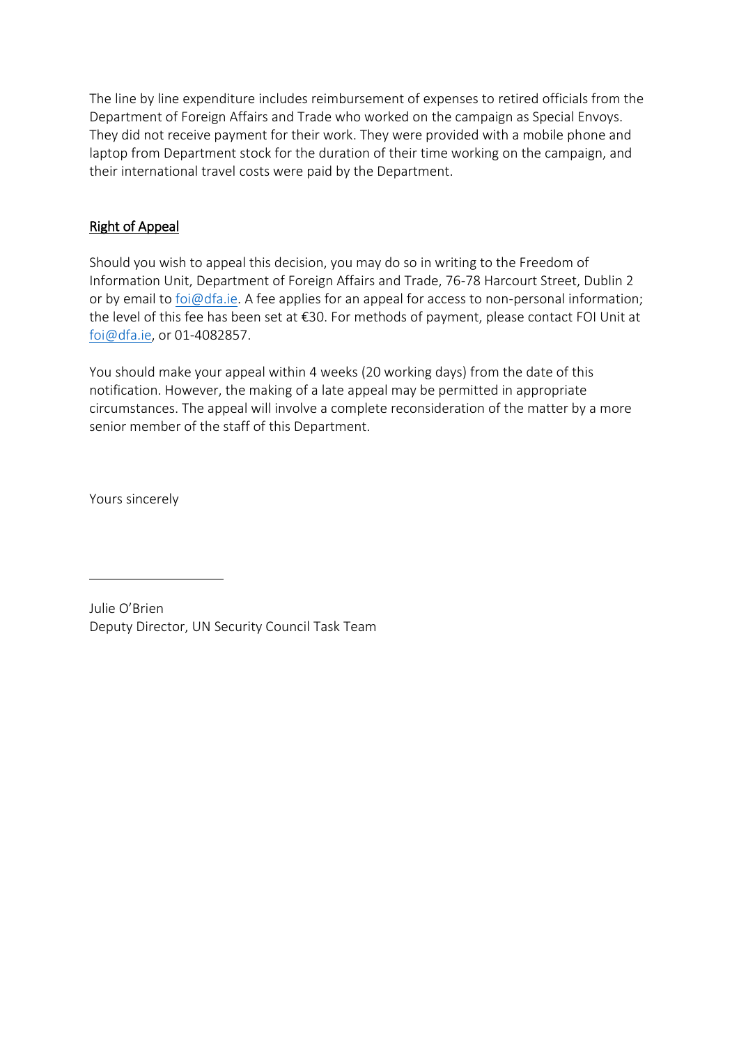The line by line expenditure includes reimbursement of expenses to retired officials from the Department of Foreign Affairs and Trade who worked on the campaign as Special Envoys. They did not receive payment for their work. They were provided with a mobile phone and laptop from Department stock for the duration of their time working on the campaign, and their international travel costs were paid by the Department.

## Right of Appeal

Should you wish to appeal this decision, you may do so in writing to the Freedom of Information Unit, Department of Foreign Affairs and Trade, 76-78 Harcourt Street, Dublin 2 or by email to foi@dfa.ie. A fee applies for an appeal for access to non-personal information; the level of this fee has been set at €30. For methods of payment, please contact FOI Unit at foi@dfa.ie, or 01-4082857.

You should make your appeal within 4 weeks (20 working days) from the date of this notification. However, the making of a late appeal may be permitted in appropriate circumstances. The appeal will involve a complete reconsideration of the matter by a more senior member of the staff of this Department.

Yours sincerely

Julie O'Brien
Deputy Director, UN Security Council Task Team